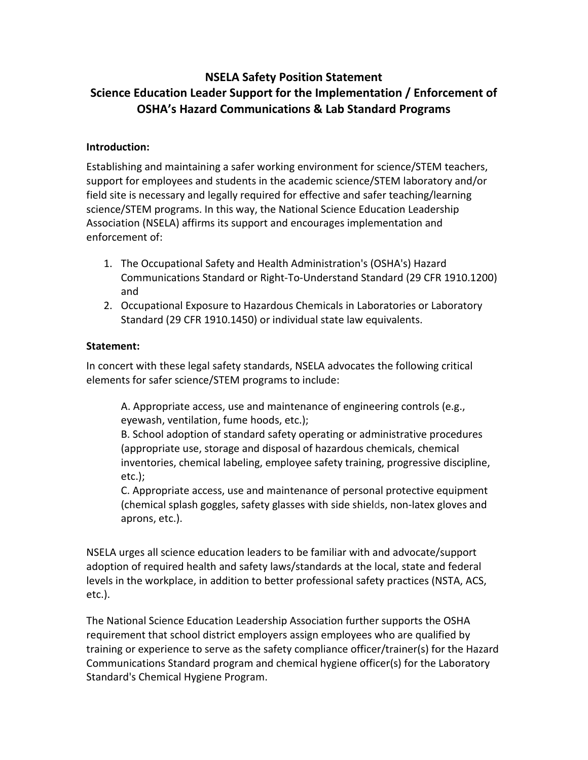# NSELA Safety Position Statement
## Science Education Leader Support for the Implementation / Enforcement of OSHA's Hazard Communications & Lab Standard Programs

**Introduction:**

Establishing and maintaining a safer working environment for science/STEM teachers, support for employees and students in the academic science/STEM laboratory and/or field site is necessary and legally required for effective and safer teaching/learning science/STEM programs. In this way, the National Science Education Leadership Association (NSELA) affirms its support and encourages implementation and enforcement of:

1. The Occupational Safety and Health Administration's (OSHA's) Hazard Communications Standard or Right-To-Understand Standard (29 CFR 1910.1200) and
2. Occupational Exposure to Hazardous Chemicals in Laboratories or Laboratory Standard (29 CFR 1910.1450) or individual state law equivalents.

**Statement:**

In concert with these legal safety standards, NSELA advocates the following critical elements for safer science/STEM programs to include:

> A. Appropriate access, use and maintenance of engineering controls (e.g., eyewash, ventilation, fume hoods, etc.);
> B. School adoption of standard safety operating or administrative procedures (appropriate use, storage and disposal of hazardous chemicals, chemical inventories, chemical labeling, employee safety training, progressive discipline, etc.);
> C. Appropriate access, use and maintenance of personal protective equipment (chemical splash goggles, safety glasses with side shields, non-latex gloves and aprons, etc.).

NSELA urges all science education leaders to be familiar with and advocate/support adoption of required health and safety laws/standards at the local, state and federal levels in the workplace, in addition to better professional safety practices (NSTA, ACS, etc.).

The National Science Education Leadership Association further supports the OSHA requirement that school district employers assign employees who are qualified by training or experience to serve as the safety compliance officer/trainer(s) for the Hazard Communications Standard program and chemical hygiene officer(s) for the Laboratory Standard's Chemical Hygiene Program.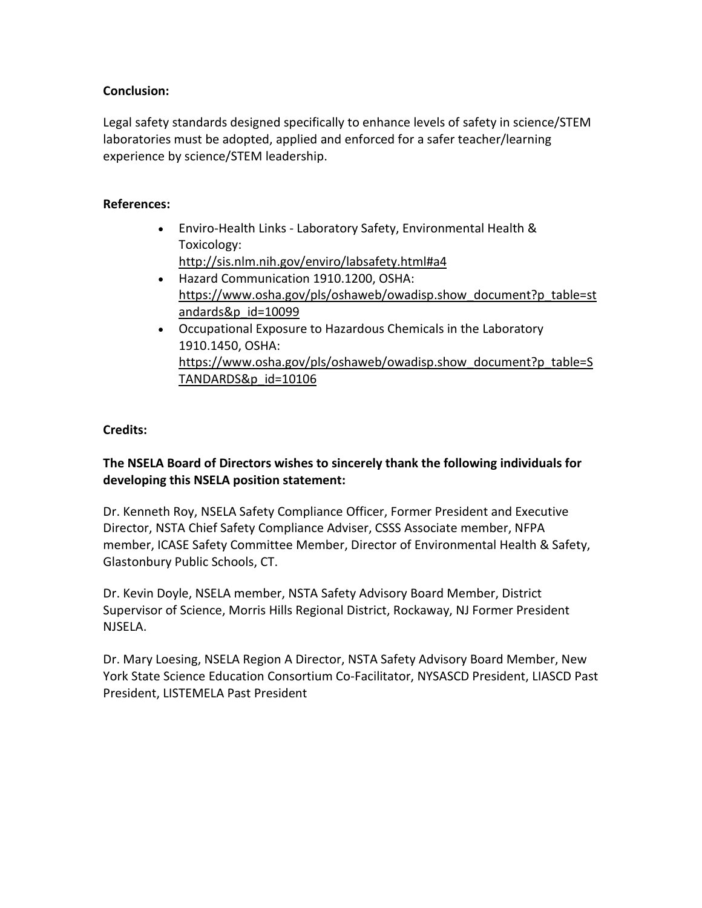**Conclusion:**

Legal safety standards designed specifically to enhance levels of safety in science/STEM laboratories must be adopted, applied and enforced for a safer teacher/learning experience by science/STEM leadership.

**References:**

- Enviro-Health Links - Laboratory Safety, Environmental Health & Toxicology: http://sis.nlm.nih.gov/enviro/labsafety.html#a4
- Hazard Communication 1910.1200, OSHA: https://www.osha.gov/pls/oshaweb/owadisp.show_document?p_table=standards&p_id=10099
- Occupational Exposure to Hazardous Chemicals in the Laboratory 1910.1450, OSHA: https://www.osha.gov/pls/oshaweb/owadisp.show_document?p_table=STANDARDS&p_id=10106

**Credits:**

**The NSELA Board of Directors wishes to sincerely thank the following individuals for developing this NSELA position statement:**

Dr. Kenneth Roy, NSELA Safety Compliance Officer, Former President and Executive Director, NSTA Chief Safety Compliance Adviser, CSSS Associate member, NFPA member, ICASE Safety Committee Member, Director of Environmental Health & Safety, Glastonbury Public Schools, CT.

Dr. Kevin Doyle, NSELA member, NSTA Safety Advisory Board Member, District Supervisor of Science, Morris Hills Regional District, Rockaway, NJ Former President NJSELA.

Dr. Mary Loesing, NSELA Region A Director, NSTA Safety Advisory Board Member, New York State Science Education Consortium Co-Facilitator, NYSASCD President, LIASCD Past President, LISTEMELA Past President